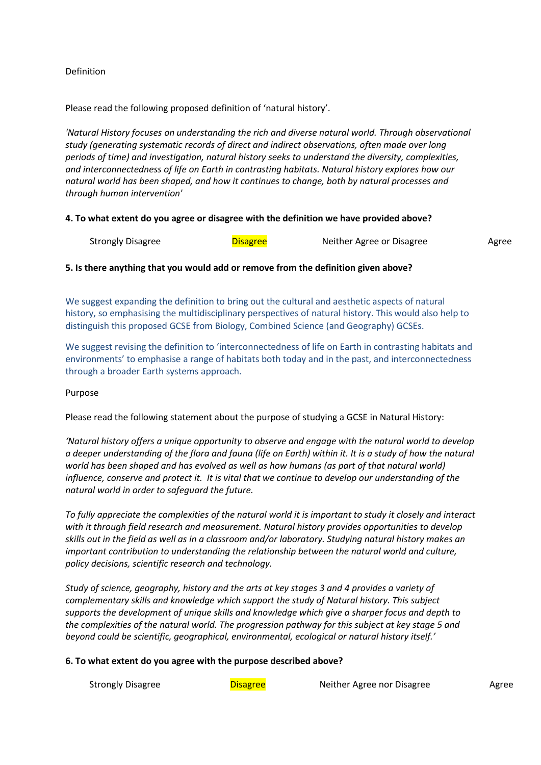Definition

Please read the following proposed definition of 'natural history'.

*'Natural History focuses on understanding the rich and diverse natural world. Through observational study (generating systematic records of direct and indirect observations, often made over long periods of time) and investigation, natural history seeks to understand the diversity, complexities, and interconnectedness of life on Earth in contrasting habitats. Natural history explores how our natural world has been shaped, and how it continues to change, both by natural processes and through human intervention'*

**4. To what extent do you agree or disagree with the definition we have provided above?**

Strongly Disagree | Disagree | Neither Agree or Disagree | Agree

Selected: Disagree

**5. Is there anything that you would add or remove from the definition given above?**

We suggest expanding the definition to bring out the cultural and aesthetic aspects of natural history, so emphasising the multidisciplinary perspectives of natural history. This would also help to distinguish this proposed GCSE from Biology, Combined Science (and Geography) GCSEs.

We suggest revising the definition to 'interconnectedness of life on Earth in contrasting habitats and environments' to emphasise a range of habitats both today and in the past, and interconnectedness through a broader Earth systems approach.

Purpose

Please read the following statement about the purpose of studying a GCSE in Natural History:

*'Natural history offers a unique opportunity to observe and engage with the natural world to develop a deeper understanding of the flora and fauna (life on Earth) within it. It is a study of how the natural world has been shaped and has evolved as well as how humans (as part of that natural world) influence, conserve and protect it. It is vital that we continue to develop our understanding of the natural world in order to safeguard the future.*

*To fully appreciate the complexities of the natural world it is important to study it closely and interact with it through field research and measurement. Natural history provides opportunities to develop skills out in the field as well as in a classroom and/or laboratory. Studying natural history makes an important contribution to understanding the relationship between the natural world and culture, policy decisions, scientific research and technology.*

*Study of science, geography, history and the arts at key stages 3 and 4 provides a variety of complementary skills and knowledge which support the study of Natural history. This subject supports the development of unique skills and knowledge which give a sharper focus and depth to the complexities of the natural world. The progression pathway for this subject at key stage 5 and beyond could be scientific, geographical, environmental, ecological or natural history itself.'*

**6. To what extent do you agree with the purpose described above?**

Strongly Disagree | Disagree | Neither Agree nor Disagree | Agree

Selected: Disagree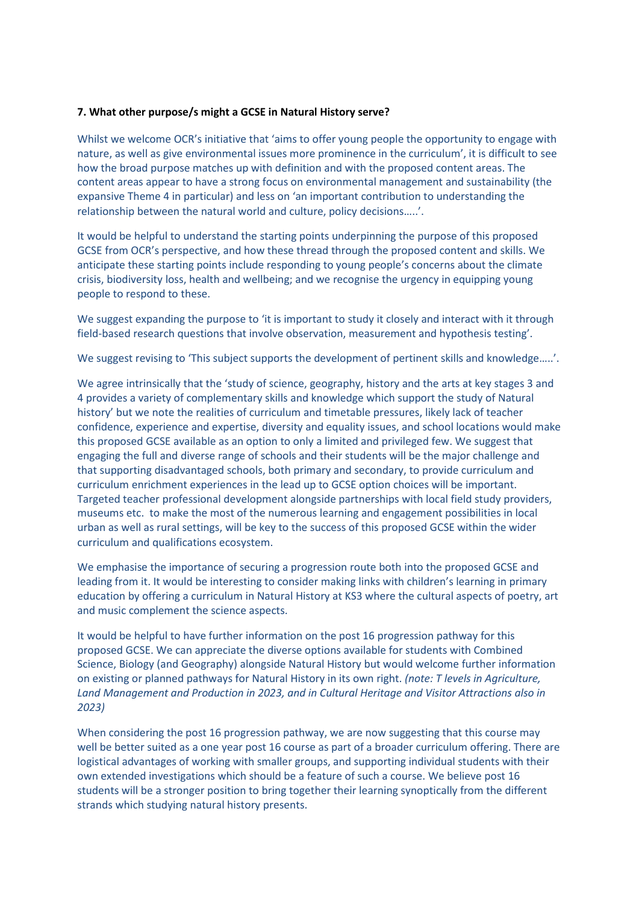**7. What other purpose/s might a GCSE in Natural History serve?**

Whilst we welcome OCR's initiative that 'aims to offer young people the opportunity to engage with nature, as well as give environmental issues more prominence in the curriculum', it is difficult to see how the broad purpose matches up with definition and with the proposed content areas. The content areas appear to have a strong focus on environmental management and sustainability (the expansive Theme 4 in particular) and less on 'an important contribution to understanding the relationship between the natural world and culture, policy decisions…..'.

It would be helpful to understand the starting points underpinning the purpose of this proposed GCSE from OCR's perspective, and how these thread through the proposed content and skills. We anticipate these starting points include responding to young people's concerns about the climate crisis, biodiversity loss, health and wellbeing; and we recognise the urgency in equipping young people to respond to these.

We suggest expanding the purpose to 'it is important to study it closely and interact with it through field-based research questions that involve observation, measurement and hypothesis testing'.

We suggest revising to 'This subject supports the development of pertinent skills and knowledge…..'.

We agree intrinsically that the 'study of science, geography, history and the arts at key stages 3 and 4 provides a variety of complementary skills and knowledge which support the study of Natural history' but we note the realities of curriculum and timetable pressures, likely lack of teacher confidence, experience and expertise, diversity and equality issues, and school locations would make this proposed GCSE available as an option to only a limited and privileged few. We suggest that engaging the full and diverse range of schools and their students will be the major challenge and that supporting disadvantaged schools, both primary and secondary, to provide curriculum and curriculum enrichment experiences in the lead up to GCSE option choices will be important. Targeted teacher professional development alongside partnerships with local field study providers, museums etc. to make the most of the numerous learning and engagement possibilities in local urban as well as rural settings, will be key to the success of this proposed GCSE within the wider curriculum and qualifications ecosystem.

We emphasise the importance of securing a progression route both into the proposed GCSE and leading from it. It would be interesting to consider making links with children's learning in primary education by offering a curriculum in Natural History at KS3 where the cultural aspects of poetry, art and music complement the science aspects.

It would be helpful to have further information on the post 16 progression pathway for this proposed GCSE. We can appreciate the diverse options available for students with Combined Science, Biology (and Geography) alongside Natural History but would welcome further information on existing or planned pathways for Natural History in its own right. *(note: T levels in Agriculture, Land Management and Production in 2023, and in Cultural Heritage and Visitor Attractions also in 2023)*

When considering the post 16 progression pathway, we are now suggesting that this course may well be better suited as a one year post 16 course as part of a broader curriculum offering. There are logistical advantages of working with smaller groups, and supporting individual students with their own extended investigations which should be a feature of such a course. We believe post 16 students will be a stronger position to bring together their learning synoptically from the different strands which studying natural history presents.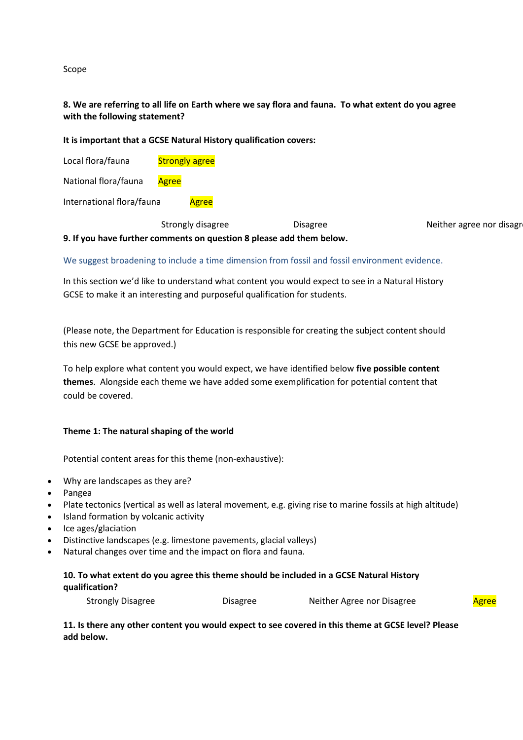Scope

**8. We are referring to all life on Earth where we say flora and fauna. To what extent do you agree with the following statement?**

**It is important that a GCSE Natural History qualification covers:**

Local flora/fauna Strongly agree

National flora/fauna Agree

International flora/fauna Agree

Strongly disagree Disagree Neither agree nor disagr

**9. If you have further comments on question 8 please add them below.**

We suggest broadening to include a time dimension from fossil and fossil environment evidence.

In this section we'd like to understand what content you would expect to see in a Natural History GCSE to make it an interesting and purposeful qualification for students.

(Please note, the Department for Education is responsible for creating the subject content should this new GCSE be approved.)

To help explore what content you would expect, we have identified below **five possible content themes**. Alongside each theme we have added some exemplification for potential content that could be covered.

**Theme 1: The natural shaping of the world**

Potential content areas for this theme (non-exhaustive):

- Why are landscapes as they are?
- Pangea
- Plate tectonics (vertical as well as lateral movement, e.g. giving rise to marine fossils at high altitude)
- Island formation by volcanic activity
- Ice ages/glaciation
- Distinctive landscapes (e.g. limestone pavements, glacial valleys)
- Natural changes over time and the impact on flora and fauna.

**10. To what extent do you agree this theme should be included in a GCSE Natural History qualification?**

Strongly Disagree Disagree Neither Agree nor Disagree Agree

**11. Is there any other content you would expect to see covered in this theme at GCSE level? Please add below.**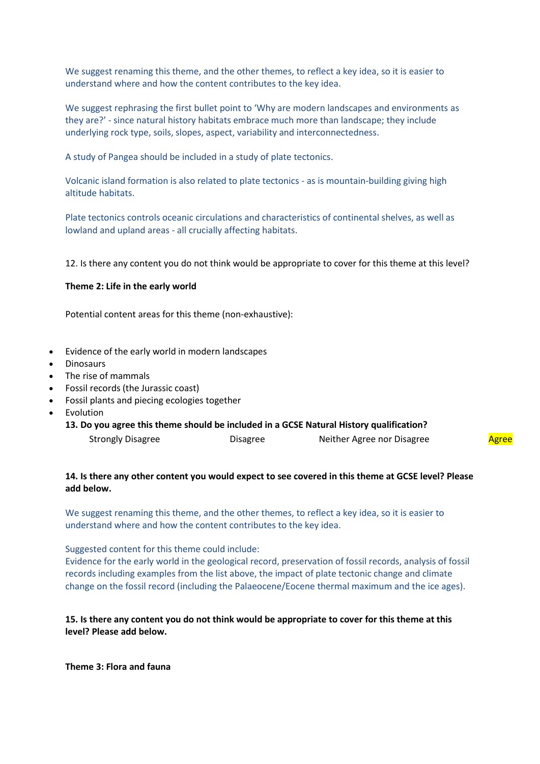We suggest renaming this theme, and the other themes, to reflect a key idea, so it is easier to understand where and how the content contributes to the key idea.

We suggest rephrasing the first bullet point to 'Why are modern landscapes and environments as they are?' - since natural history habitats embrace much more than landscape; they include underlying rock type, soils, slopes, aspect, variability and interconnectedness.

A study of Pangea should be included in a study of plate tectonics.

Volcanic island formation is also related to plate tectonics - as is mountain-building giving high altitude habitats.

Plate tectonics controls oceanic circulations and characteristics of continental shelves, as well as lowland and upland areas - all crucially affecting habitats.

12. Is there any content you do not think would be appropriate to cover for this theme at this level?

**Theme 2: Life in the early world**

Potential content areas for this theme (non-exhaustive):

- Evidence of the early world in modern landscapes
- Dinosaurs
- The rise of mammals
- Fossil records (the Jurassic coast)
- Fossil plants and piecing ecologies together
- Evolution

**13. Do you agree this theme should be included in a GCSE Natural History qualification?**

Strongly Disagree    Disagree    Neither Agree nor Disagree    Agree

**14. Is there any other content you would expect to see covered in this theme at GCSE level? Please add below.**

We suggest renaming this theme, and the other themes, to reflect a key idea, so it is easier to understand where and how the content contributes to the key idea.

Suggested content for this theme could include:
Evidence for the early world in the geological record, preservation of fossil records, analysis of fossil records including examples from the list above, the impact of plate tectonic change and climate change on the fossil record (including the Palaeocene/Eocene thermal maximum and the ice ages).

**15. Is there any content you do not think would be appropriate to cover for this theme at this level? Please add below.**

**Theme 3: Flora and fauna**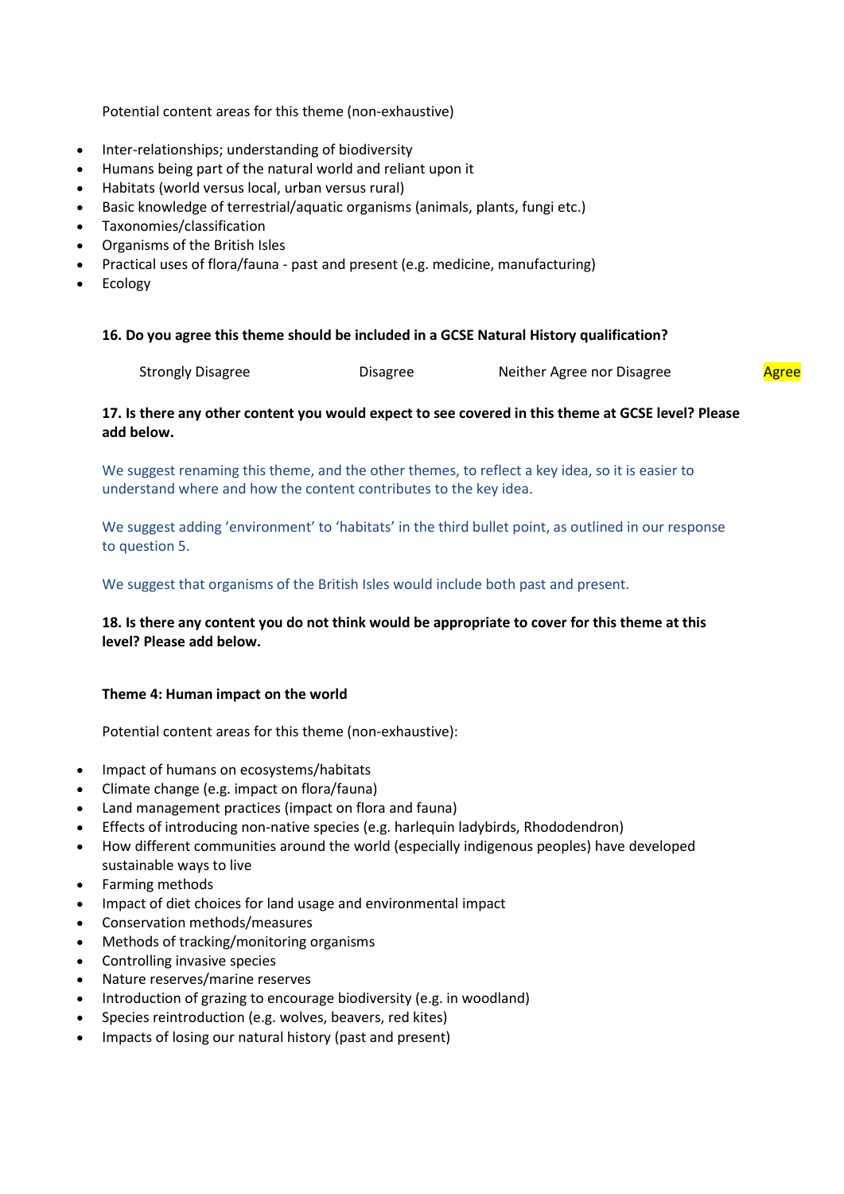Potential content areas for this theme (non-exhaustive)

- Inter-relationships; understanding of biodiversity
- Humans being part of the natural world and reliant upon it
- Habitats (world versus local, urban versus rural)
- Basic knowledge of terrestrial/aquatic organisms (animals, plants, fungi etc.)
- Taxonomies/classification
- Organisms of the British Isles
- Practical uses of flora/fauna - past and present (e.g. medicine, manufacturing)
- Ecology

**16. Do you agree this theme should be included in a GCSE Natural History qualification?**

Strongly Disagree Disagree Neither Agree nor Disagree Agree

**17. Is there any other content you would expect to see covered in this theme at GCSE level? Please add below.**

We suggest renaming this theme, and the other themes, to reflect a key idea, so it is easier to understand where and how the content contributes to the key idea.

We suggest adding 'environment' to 'habitats' in the third bullet point, as outlined in our response to question 5.

We suggest that organisms of the British Isles would include both past and present.

**18. Is there any content you do not think would be appropriate to cover for this theme at this level? Please add below.**

**Theme 4: Human impact on the world**

Potential content areas for this theme (non-exhaustive):

- Impact of humans on ecosystems/habitats
- Climate change (e.g. impact on flora/fauna)
- Land management practices (impact on flora and fauna)
- Effects of introducing non-native species (e.g. harlequin ladybirds, Rhododendron)
- How different communities around the world (especially indigenous peoples) have developed sustainable ways to live
- Farming methods
- Impact of diet choices for land usage and environmental impact
- Conservation methods/measures
- Methods of tracking/monitoring organisms
- Controlling invasive species
- Nature reserves/marine reserves
- Introduction of grazing to encourage biodiversity (e.g. in woodland)
- Species reintroduction (e.g. wolves, beavers, red kites)
- Impacts of losing our natural history (past and present)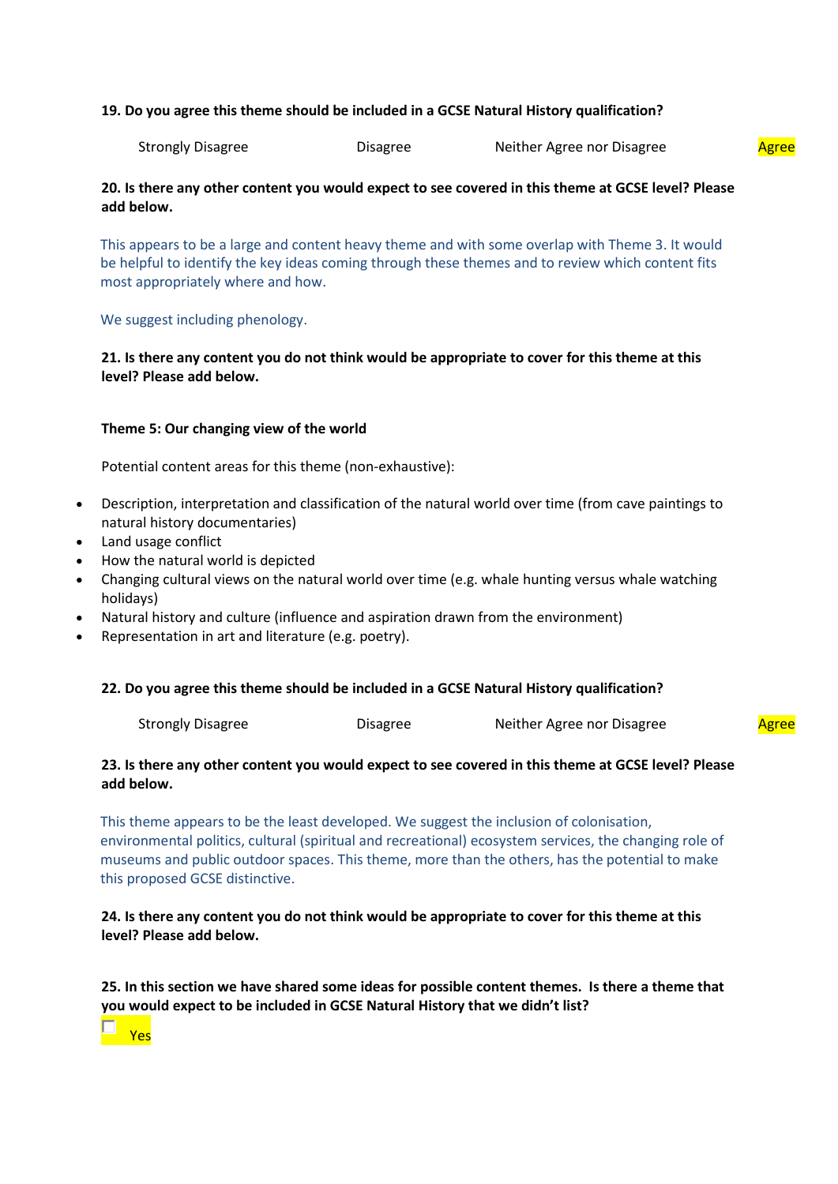**19. Do you agree this theme should be included in a GCSE Natural History qualification?**

Strongly Disagree | Disagree | Neither Agree nor Disagree | Agree

**20. Is there any other content you would expect to see covered in this theme at GCSE level? Please add below.**

This appears to be a large and content heavy theme and with some overlap with Theme 3. It would be helpful to identify the key ideas coming through these themes and to review which content fits most appropriately where and how.

We suggest including phenology.

**21. Is there any content you do not think would be appropriate to cover for this theme at this level? Please add below.**

**Theme 5: Our changing view of the world**

Potential content areas for this theme (non-exhaustive):

- Description, interpretation and classification of the natural world over time (from cave paintings to natural history documentaries)
- Land usage conflict
- How the natural world is depicted
- Changing cultural views on the natural world over time (e.g. whale hunting versus whale watching holidays)
- Natural history and culture (influence and aspiration drawn from the environment)
- Representation in art and literature (e.g. poetry).

**22. Do you agree this theme should be included in a GCSE Natural History qualification?**

Strongly Disagree | Disagree | Neither Agree nor Disagree | Agree

**23. Is there any other content you would expect to see covered in this theme at GCSE level? Please add below.**

This theme appears to be the least developed. We suggest the inclusion of colonisation, environmental politics, cultural (spiritual and recreational) ecosystem services, the changing role of museums and public outdoor spaces. This theme, more than the others, has the potential to make this proposed GCSE distinctive.

**24. Is there any content you do not think would be appropriate to cover for this theme at this level? Please add below.**

**25. In this section we have shared some ideas for possible content themes. Is there a theme that you would expect to be included in GCSE Natural History that we didn't list?**

☐ Yes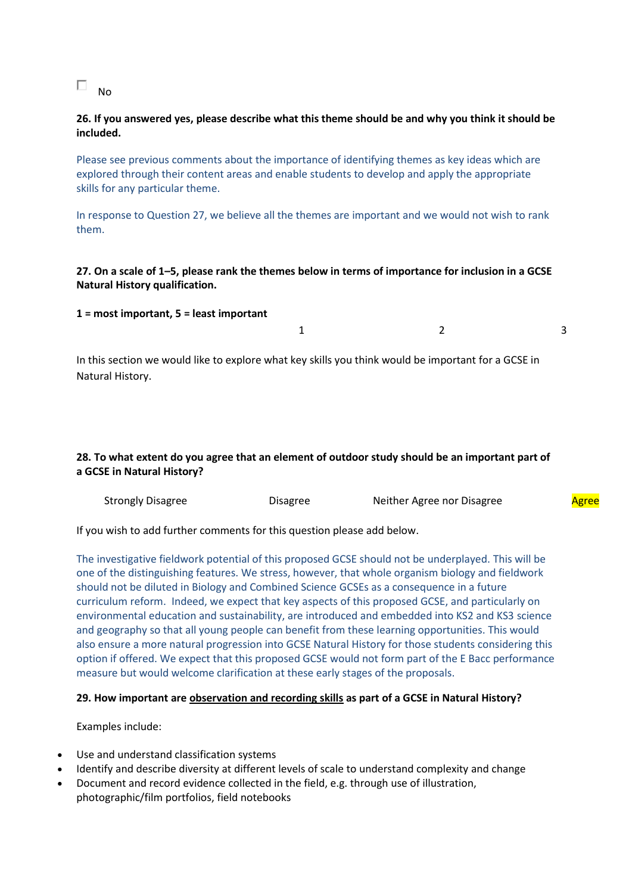☐ No

**26. If you answered yes, please describe what this theme should be and why you think it should be included.**

Please see previous comments about the importance of identifying themes as key ideas which are explored through their content areas and enable students to develop and apply the appropriate skills for any particular theme.

In response to Question 27, we believe all the themes are important and we would not wish to rank them.

**27. On a scale of 1–5, please rank the themes below in terms of importance for inclusion in a GCSE Natural History qualification.**

**1 = most important, 5 = least important**

| | 1 | 2 | 3 |
|---|---|---|---|

In this section we would like to explore what key skills you think would be important for a GCSE in Natural History.

**28. To what extent do you agree that an element of outdoor study should be an important part of a GCSE in Natural History?**

| Strongly Disagree | Disagree | Neither Agree nor Disagree | Agree |
|---|---|---|---|

(Selected: Agree)

If you wish to add further comments for this question please add below.

The investigative fieldwork potential of this proposed GCSE should not be underplayed. This will be one of the distinguishing features. We stress, however, that whole organism biology and fieldwork should not be diluted in Biology and Combined Science GCSEs as a consequence in a future curriculum reform. Indeed, we expect that key aspects of this proposed GCSE, and particularly on environmental education and sustainability, are introduced and embedded into KS2 and KS3 science and geography so that all young people can benefit from these learning opportunities. This would also ensure a more natural progression into GCSE Natural History for those students considering this option if offered. We expect that this proposed GCSE would not form part of the E Bacc performance measure but would welcome clarification at these early stages of the proposals.

**29. How important are <u>observation and recording skills</u> as part of a GCSE in Natural History?**

Examples include:

- Use and understand classification systems
- Identify and describe diversity at different levels of scale to understand complexity and change
- Document and record evidence collected in the field, e.g. through use of illustration, photographic/film portfolios, field notebooks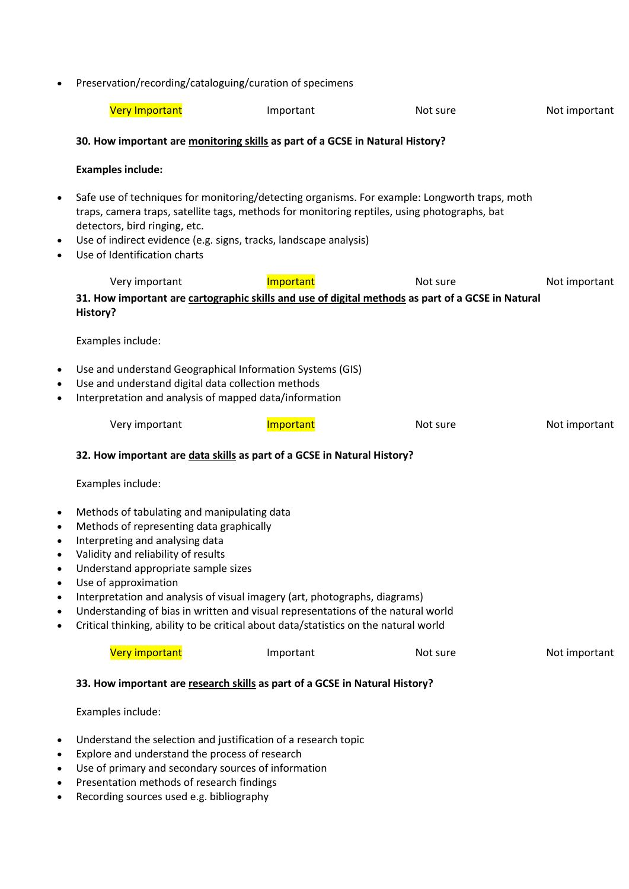- Preservation/recording/cataloguing/curation of specimens

Very Important          Important          Not sure          Not important

**30. How important are monitoring skills as part of a GCSE in Natural History?**

**Examples include:**

- Safe use of techniques for monitoring/detecting organisms. For example: Longworth traps, moth traps, camera traps, satellite tags, methods for monitoring reptiles, using photographs, bat detectors, bird ringing, etc.
- Use of indirect evidence (e.g. signs, tracks, landscape analysis)
- Use of Identification charts

Very important          Important          Not sure          Not important

**31. How important are cartographic skills and use of digital methods as part of a GCSE in Natural History?**

Examples include:

- Use and understand Geographical Information Systems (GIS)
- Use and understand digital data collection methods
- Interpretation and analysis of mapped data/information

Very important          Important          Not sure          Not important

**32. How important are data skills as part of a GCSE in Natural History?**

Examples include:

- Methods of tabulating and manipulating data
- Methods of representing data graphically
- Interpreting and analysing data
- Validity and reliability of results
- Understand appropriate sample sizes
- Use of approximation
- Interpretation and analysis of visual imagery (art, photographs, diagrams)
- Understanding of bias in written and visual representations of the natural world
- Critical thinking, ability to be critical about data/statistics on the natural world

Very important          Important          Not sure          Not important

**33. How important are research skills as part of a GCSE in Natural History?**

Examples include:

- Understand the selection and justification of a research topic
- Explore and understand the process of research
- Use of primary and secondary sources of information
- Presentation methods of research findings
- Recording sources used e.g. bibliography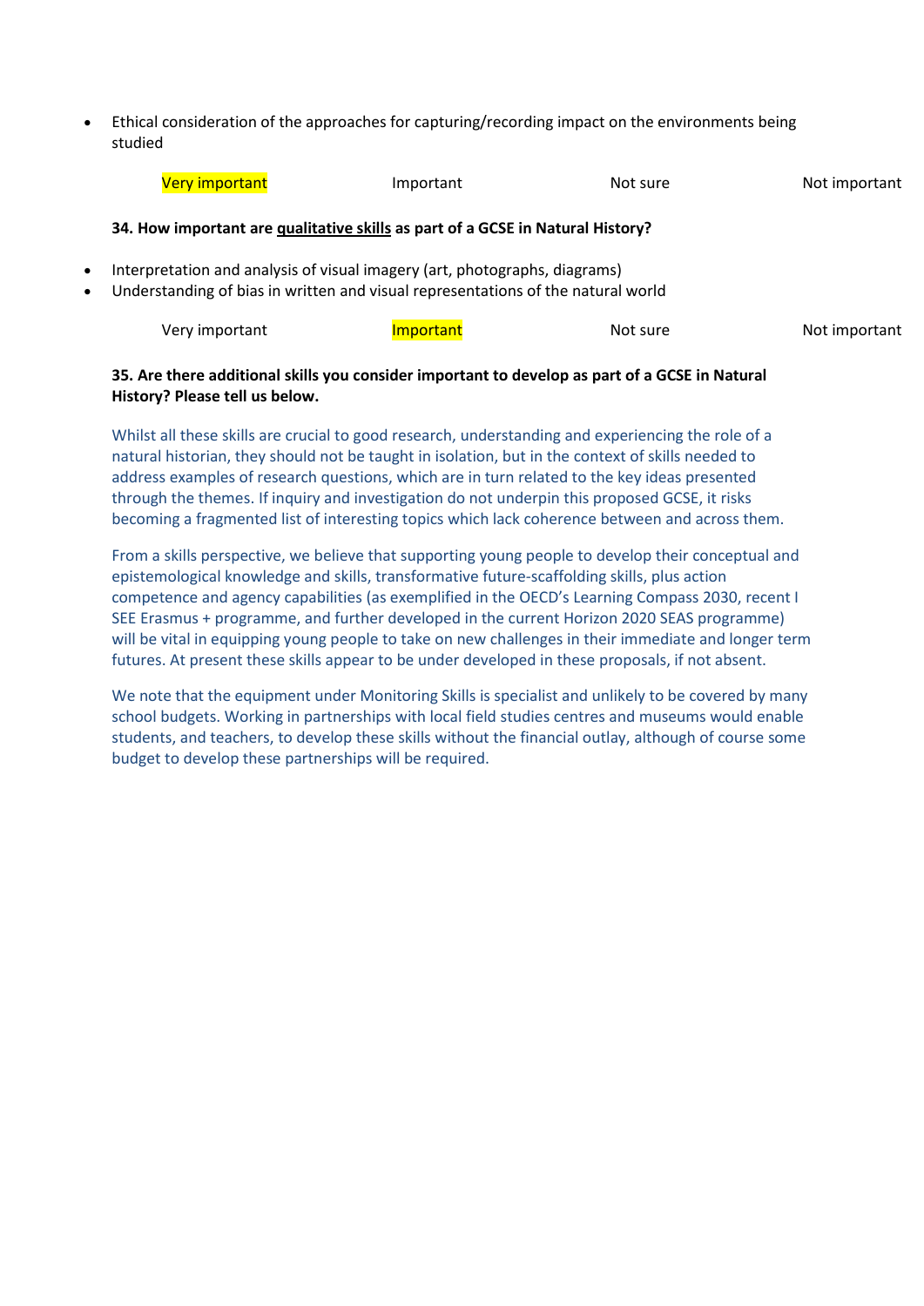- Ethical consideration of the approaches for capturing/recording impact on the environments being studied

| | | | |
|---|---|---|---|
| Very important | Important | Not sure | Not important |

**34. How important are qualitative skills as part of a GCSE in Natural History?**

- Interpretation and analysis of visual imagery (art, photographs, diagrams)
- Understanding of bias in written and visual representations of the natural world

| | | | |
|---|---|---|---|
| Very important | Important | Not sure | Not important |

**35. Are there additional skills you consider important to develop as part of a GCSE in Natural History? Please tell us below.**

Whilst all these skills are crucial to good research, understanding and experiencing the role of a natural historian, they should not be taught in isolation, but in the context of skills needed to address examples of research questions, which are in turn related to the key ideas presented through the themes. If inquiry and investigation do not underpin this proposed GCSE, it risks becoming a fragmented list of interesting topics which lack coherence between and across them.

From a skills perspective, we believe that supporting young people to develop their conceptual and epistemological knowledge and skills, transformative future-scaffolding skills, plus action competence and agency capabilities (as exemplified in the OECD's Learning Compass 2030, recent I SEE Erasmus + programme, and further developed in the current Horizon 2020 SEAS programme) will be vital in equipping young people to take on new challenges in their immediate and longer term futures. At present these skills appear to be under developed in these proposals, if not absent.

We note that the equipment under Monitoring Skills is specialist and unlikely to be covered by many school budgets. Working in partnerships with local field studies centres and museums would enable students, and teachers, to develop these skills without the financial outlay, although of course some budget to develop these partnerships will be required.